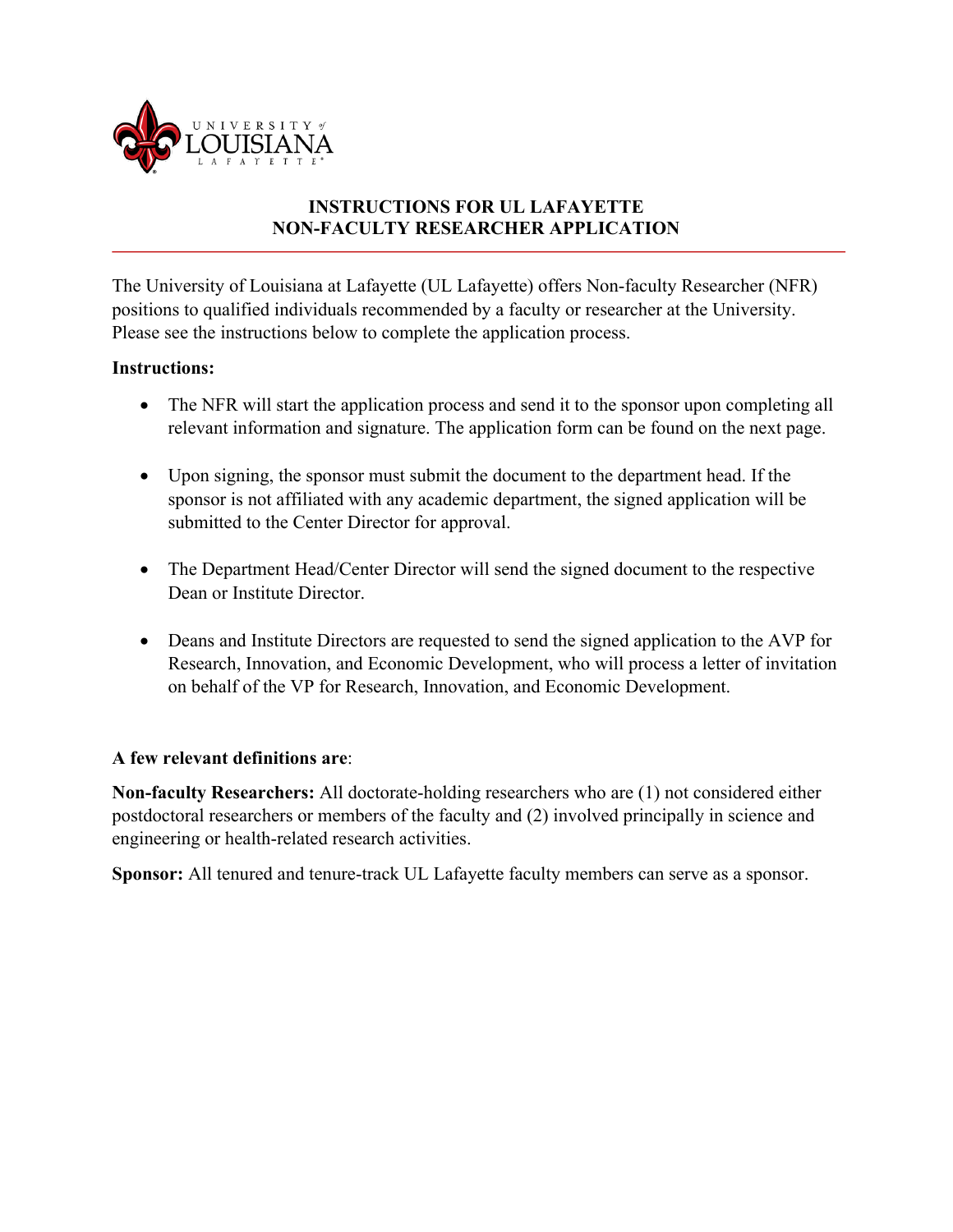# INSTRUCTIONS FOR UL LAFAYETTE NON-FACULTY RESEARCHER APPLICATION

The University of Louisiana at Lafayette (UL Lafayette) offers Non-faculty Researcher (NFR) positions to qualified individuals recommended by a faculty or researcher at the University. Please see the instructions below to complete the application process.

**Instructions:**

- The NFR will start the application process and send it to the sponsor upon completing all relevant information and signature. The application form can be found on the next page.
- Upon signing, the sponsor must submit the document to the department head. If the sponsor is not affiliated with any academic department, the signed application will be submitted to the Center Director for approval.
- The Department Head/Center Director will send the signed document to the respective Dean or Institute Director.
- Deans and Institute Directors are requested to send the signed application to the AVP for Research, Innovation, and Economic Development, who will process a letter of invitation on behalf of the VP for Research, Innovation, and Economic Development.

**A few relevant definitions are**:

**Non-faculty Researchers:** All doctorate-holding researchers who are (1) not considered either postdoctoral researchers or members of the faculty and (2) involved principally in science and engineering or health-related research activities.

**Sponsor:** All tenured and tenure-track UL Lafayette faculty members can serve as a sponsor.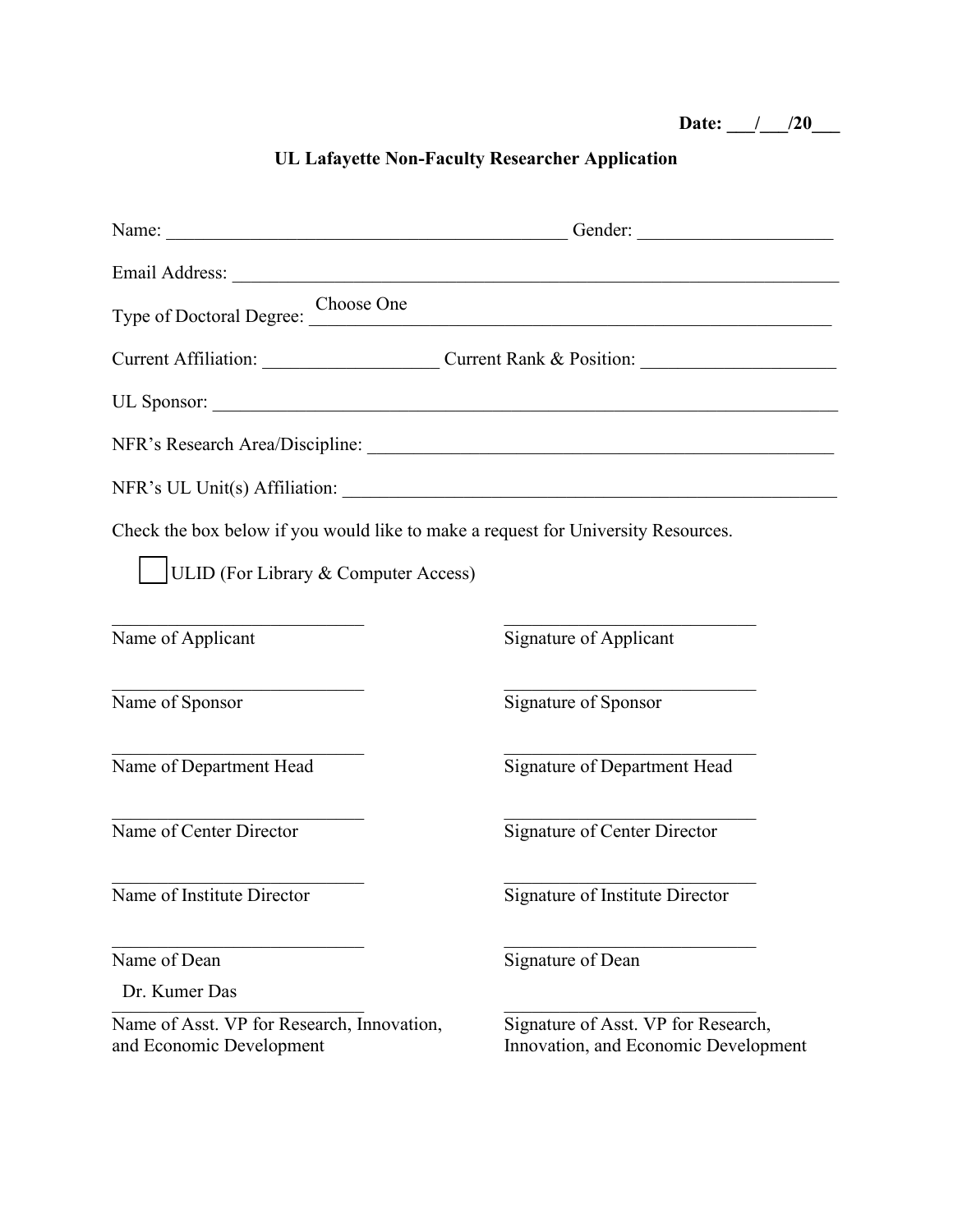**Date: \_\_\_/\_\_\_/20\_\_\_**

**UL Lafayette Non-Faculty Researcher Application**

Name: \_\_\_\_\_\_\_\_\_\_\_\_\_\_\_\_\_\_\_\_\_\_\_\_\_\_\_\_\_\_\_\_\_\_\_\_\_\_\_\_\_\_\_\_ Gender: \_\_\_\_\_\_\_\_\_\_\_\_\_\_\_\_\_\_\_\_\_

Email Address: \_\_\_\_\_\_\_\_\_\_\_\_\_\_\_\_\_\_\_\_\_\_\_\_\_\_\_\_\_\_\_\_\_\_\_\_\_\_\_\_\_\_\_\_\_\_\_\_\_\_\_\_\_\_\_\_\_\_\_\_\_\_\_\_\_

Type of Doctoral Degree: Choose One

Current Affiliation: \_\_\_\_\_\_\_\_\_\_\_\_\_\_\_\_\_\_\_ Current Rank & Position: \_\_\_\_\_\_\_\_\_\_\_\_\_\_\_\_\_\_\_\_\_

UL Sponsor: \_\_\_\_\_\_\_\_\_\_\_\_\_\_\_\_\_\_\_\_\_\_\_\_\_\_\_\_\_\_\_\_\_\_\_\_\_\_\_\_\_\_\_\_\_\_\_\_\_\_\_\_\_\_\_\_\_\_\_\_\_\_\_\_\_\_\_

NFR's Research Area/Discipline: \_\_\_\_\_\_\_\_\_\_\_\_\_\_\_\_\_\_\_\_\_\_\_\_\_\_\_\_\_\_\_\_\_\_\_\_\_\_\_\_\_\_\_\_\_\_\_\_\_\_\_

NFR's UL Unit(s) Affiliation: \_\_\_\_\_\_\_\_\_\_\_\_\_\_\_\_\_\_\_\_\_\_\_\_\_\_\_\_\_\_\_\_\_\_\_\_\_\_\_\_\_\_\_\_\_\_\_\_\_\_\_\_\_\_

Check the box below if you would like to make a request for University Resources.

☐ ULID (For Library & Computer Access)

| | |
|---|---|
| \_\_\_\_\_\_\_\_\_\_\_\_\_\_\_\_\_\_\_\_\_\_\_\_\_\_\_ | \_\_\_\_\_\_\_\_\_\_\_\_\_\_\_\_\_\_\_\_\_\_\_\_\_\_\_ |
| Name of Applicant | Signature of Applicant |
| \_\_\_\_\_\_\_\_\_\_\_\_\_\_\_\_\_\_\_\_\_\_\_\_\_\_\_ | \_\_\_\_\_\_\_\_\_\_\_\_\_\_\_\_\_\_\_\_\_\_\_\_\_\_\_ |
| Name of Sponsor | Signature of Sponsor |
| \_\_\_\_\_\_\_\_\_\_\_\_\_\_\_\_\_\_\_\_\_\_\_\_\_\_\_ | \_\_\_\_\_\_\_\_\_\_\_\_\_\_\_\_\_\_\_\_\_\_\_\_\_\_\_ |
| Name of Department Head | Signature of Department Head |
| \_\_\_\_\_\_\_\_\_\_\_\_\_\_\_\_\_\_\_\_\_\_\_\_\_\_\_ | \_\_\_\_\_\_\_\_\_\_\_\_\_\_\_\_\_\_\_\_\_\_\_\_\_\_\_ |
| Name of Center Director | Signature of Center Director |
| \_\_\_\_\_\_\_\_\_\_\_\_\_\_\_\_\_\_\_\_\_\_\_\_\_\_\_ | \_\_\_\_\_\_\_\_\_\_\_\_\_\_\_\_\_\_\_\_\_\_\_\_\_\_\_ |
| Name of Institute Director | Signature of Institute Director |
| \_\_\_\_\_\_\_\_\_\_\_\_\_\_\_\_\_\_\_\_\_\_\_\_\_\_\_ | \_\_\_\_\_\_\_\_\_\_\_\_\_\_\_\_\_\_\_\_\_\_\_\_\_\_\_ |
| Name of Dean | Signature of Dean |
| Dr. Kumer Das | \_\_\_\_\_\_\_\_\_\_\_\_\_\_\_\_\_\_\_\_\_\_\_\_\_\_\_ |
| Name of Asst. VP for Research, Innovation, and Economic Development | Signature of Asst. VP for Research, Innovation, and Economic Development |